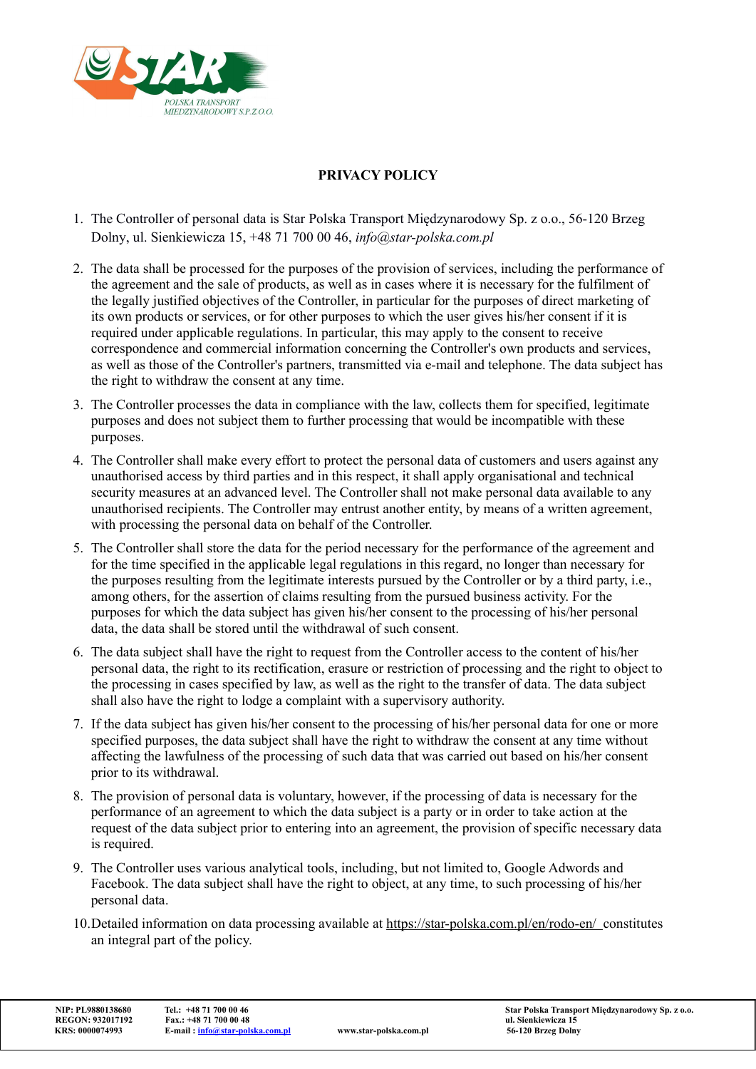# PRIVACY POLICY

1. The Controller of personal data is Star Polska Transport Międzynarodowy Sp. z o.o., 56-120 Brzeg Dolny, ul. Sienkiewicza 15, +48 71 700 00 46, *info@star-polska.com.pl*

2. The data shall be processed for the purposes of the provision of services, including the performance of the agreement and the sale of products, as well as in cases where it is necessary for the fulfilment of the legally justified objectives of the Controller, in particular for the purposes of direct marketing of its own products or services, or for other purposes to which the user gives his/her consent if it is required under applicable regulations. In particular, this may apply to the consent to receive correspondence and commercial information concerning the Controller's own products and services, as well as those of the Controller's partners, transmitted via e-mail and telephone. The data subject has the right to withdraw the consent at any time.

3. The Controller processes the data in compliance with the law, collects them for specified, legitimate purposes and does not subject them to further processing that would be incompatible with these purposes.

4. The Controller shall make every effort to protect the personal data of customers and users against any unauthorised access by third parties and in this respect, it shall apply organisational and technical security measures at an advanced level. The Controller shall not make personal data available to any unauthorised recipients. The Controller may entrust another entity, by means of a written agreement, with processing the personal data on behalf of the Controller.

5. The Controller shall store the data for the period necessary for the performance of the agreement and for the time specified in the applicable legal regulations in this regard, no longer than necessary for the purposes resulting from the legitimate interests pursued by the Controller or by a third party, i.e., among others, for the assertion of claims resulting from the pursued business activity. For the purposes for which the data subject has given his/her consent to the processing of his/her personal data, the data shall be stored until the withdrawal of such consent.

6. The data subject shall have the right to request from the Controller access to the content of his/her personal data, the right to its rectification, erasure or restriction of processing and the right to object to the processing in cases specified by law, as well as the right to the transfer of data. The data subject shall also have the right to lodge a complaint with a supervisory authority.

7. If the data subject has given his/her consent to the processing of his/her personal data for one or more specified purposes, the data subject shall have the right to withdraw the consent at any time without affecting the lawfulness of the processing of such data that was carried out based on his/her consent prior to its withdrawal.

8. The provision of personal data is voluntary, however, if the processing of data is necessary for the performance of an agreement to which the data subject is a party or in order to take action at the request of the data subject prior to entering into an agreement, the provision of specific necessary data is required.

9. The Controller uses various analytical tools, including, but not limited to, Google Adwords and Facebook. The data subject shall have the right to object, at any time, to such processing of his/her personal data.

10. Detailed information on data processing available at https://star-polska.com.pl/en/rodo-en/ constitutes an integral part of the policy.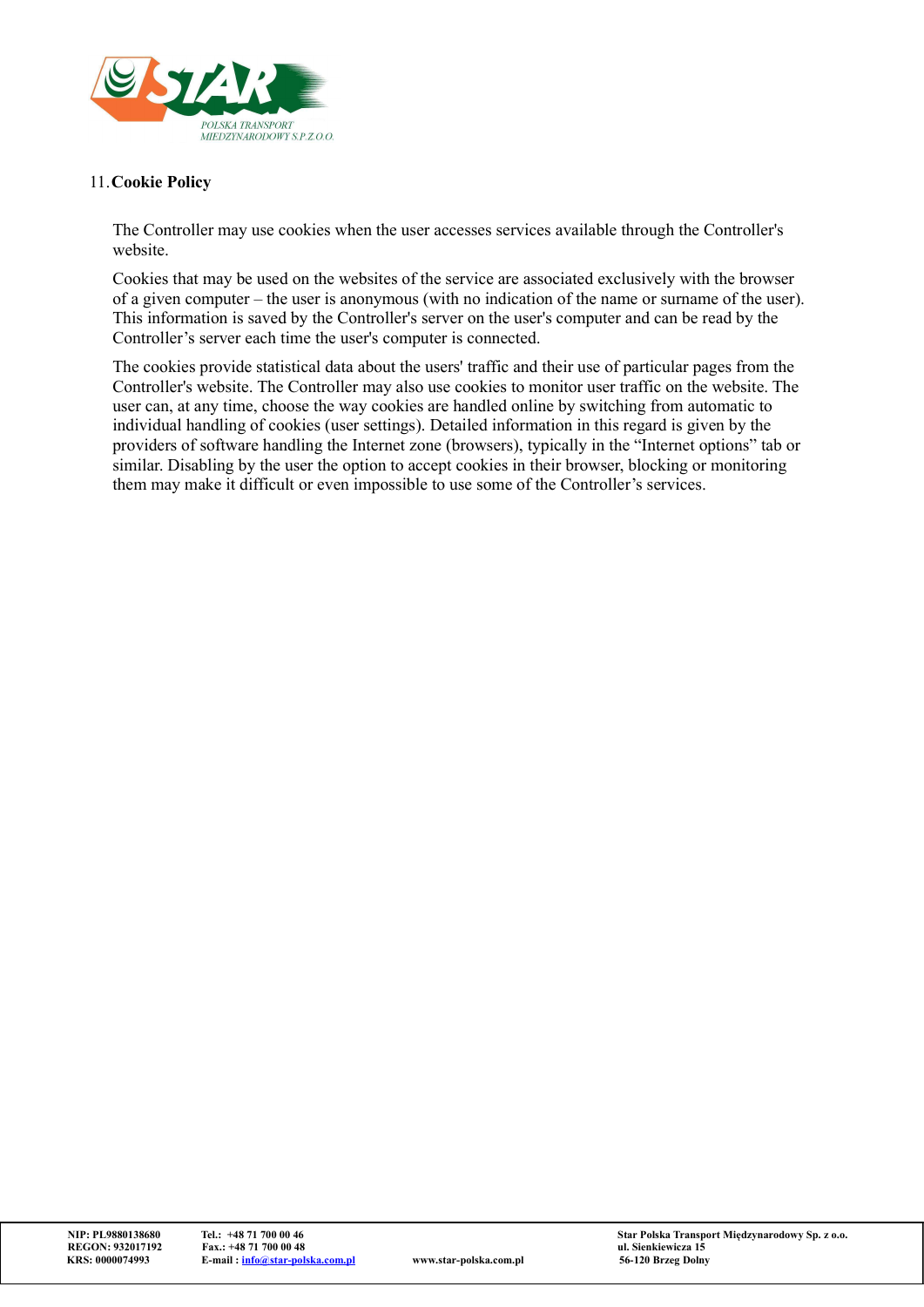11. **Cookie Policy**

The Controller may use cookies when the user accesses services available through the Controller's website.

Cookies that may be used on the websites of the service are associated exclusively with the browser of a given computer – the user is anonymous (with no indication of the name or surname of the user). This information is saved by the Controller's server on the user's computer and can be read by the Controller's server each time the user's computer is connected.

The cookies provide statistical data about the users' traffic and their use of particular pages from the Controller's website. The Controller may also use cookies to monitor user traffic on the website. The user can, at any time, choose the way cookies are handled online by switching from automatic to individual handling of cookies (user settings). Detailed information in this regard is given by the providers of software handling the Internet zone (browsers), typically in the "Internet options" tab or similar. Disabling by the user the option to accept cookies in their browser, blocking or monitoring them may make it difficult or even impossible to use some of the Controller's services.